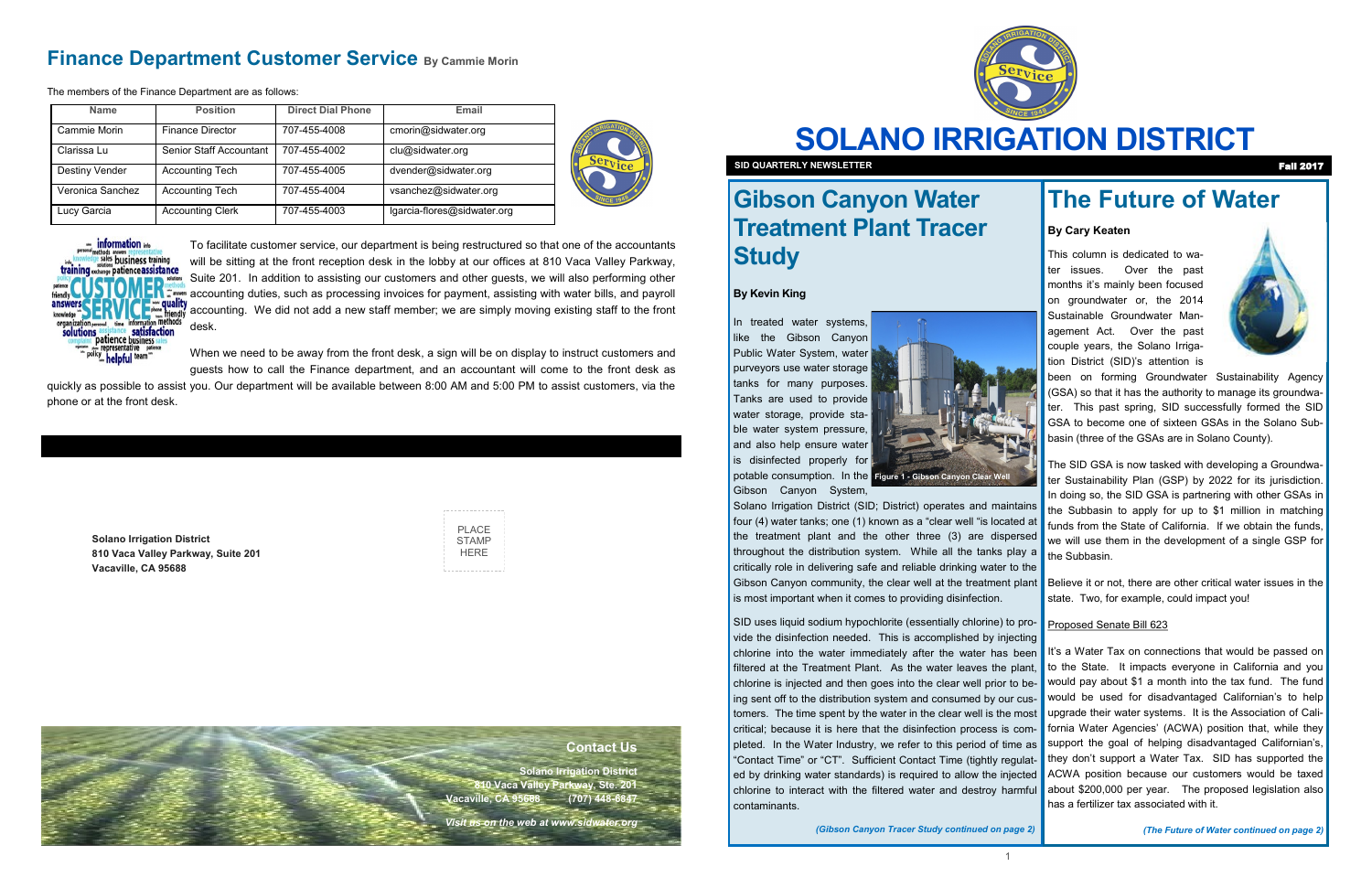## Finance Department Customer Service By Cammie Morin

The members of the Finance Department are as follows:

| Name | Position | Direct Dial Phone | Email |
|---|---|---|---|
| Cammie Morin | Finance Director | 707-455-4008 | cmorin@sidwater.org |
| Clarissa Lu | Senior Staff Accountant | 707-455-4002 | clu@sidwater.org |
| Destiny Vender | Accounting Tech | 707-455-4005 | dvender@sidwater.org |
| Veronica Sanchez | Accounting Tech | 707-455-4004 | vsanchez@sidwater.org |
| Lucy Garcia | Accounting Clerk | 707-455-4003 | lgarcia-flores@sidwater.org |

To facilitate customer service, our department is being restructured so that one of the accountants will be sitting at the front reception desk in the lobby at our offices at 810 Vaca Valley Parkway, Suite 201. In addition to assisting our customers and other guests, we will also performing other accounting duties, such as processing invoices for payment, assisting with water bills, and payroll accounting. We did not add a new staff member; we are simply moving existing staff to the front desk.

When we need to be away from the front desk, a sign will be on display to instruct customers and guests how to call the Finance department, and an accountant will come to the front desk as quickly as possible to assist you. Our department will be available between 8:00 AM and 5:00 PM to assist customers, via the phone or at the front desk.

**Solano Irrigation District**
**810 Vaca Valley Parkway, Suite 201**
**Vacaville, CA 95688**

PLACE STAMP HERE

### Contact Us

**Solano Irrigation District**
**810 Vaca Valley Parkway, Ste. 201**
**Vacaville, CA 95688 (707) 448-6847**

***Visit us on the web at www.sidwater.org***

# SOLANO IRRIGATION DISTRICT

**SID QUARTERLY NEWSLETTER** **Fall 2017**

## Gibson Canyon Water Treatment Plant Tracer Study

**By Kevin King**

In treated water systems, like the Gibson Canyon Public Water System, water purveyors use water storage tanks for many purposes. Tanks are used to provide water storage, provide stable water system pressure, and also help ensure water is disinfected properly for potable consumption. In the Gibson Canyon System, Solano Irrigation District (SID; District) operates and maintains four (4) water tanks; one (1) known as a "clear well "is located at the treatment plant and the other three (3) are dispersed throughout the distribution system. While all the tanks play a critically role in delivering safe and reliable drinking water to the Gibson Canyon community, the clear well at the treatment plant is most important when it comes to providing disinfection.

Figure 1 - Gibson Canyon Clear Well

SID uses liquid sodium hypochlorite (essentially chlorine) to provide the disinfection needed. This is accomplished by injecting chlorine into the water immediately after the water has been filtered at the Treatment Plant. As the water leaves the plant, chlorine is injected and then goes into the clear well prior to being sent off to the distribution system and consumed by our customers. The time spent by the water in the clear well is the most critical; because it is here that the disinfection process is completed. In the Water Industry, we refer to this period of time as "Contact Time" or "CT". Sufficient Contact Time (tightly regulated by drinking water standards) is required to allow the injected chlorine to interact with the filtered water and destroy harmful contaminants.

*(Gibson Canyon Tracer Study continued on page 2)*

## The Future of Water

**By Cary Keaten**

This column is dedicated to water issues. Over the past months it's mainly been focused on groundwater or, the 2014 Sustainable Groundwater Management Act. Over the past couple years, the Solano Irrigation District (SID)'s attention is been on forming Groundwater Sustainability Agency (GSA) so that it has the authority to manage its groundwater. This past spring, SID successfully formed the SID GSA to become one of sixteen GSAs in the Solano Subbasin (three of the GSAs are in Solano County).

The SID GSA is now tasked with developing a Groundwater Sustainability Plan (GSP) by 2022 for its jurisdiction. In doing so, the SID GSA is partnering with other GSAs in the Subbasin to apply for up to $1 million in matching funds from the State of California. If we obtain the funds, we will use them in the development of a single GSP for the Subbasin.

Believe it or not, there are other critical water issues in the state. Two, for example, could impact you!

Proposed Senate Bill 623

It's a Water Tax on connections that would be passed on to the State. It impacts everyone in California and you would pay about $1 a month into the tax fund. The fund would be used for disadvantaged Californian's to help upgrade their water systems. It is the Association of California Water Agencies' (ACWA) position that, while they support the goal of helping disadvantaged Californian's, they don't support a Water Tax. SID has supported the ACWA position because our customers would be taxed about $200,000 per year. The proposed legislation also has a fertilizer tax associated with it.

*(The Future of Water continued on page 2)*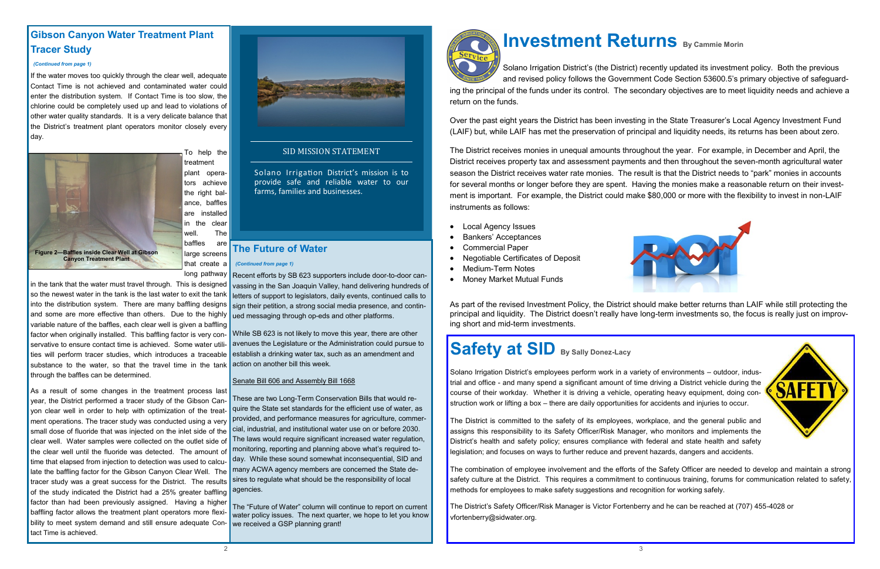## Gibson Canyon Water Treatment Plant Tracer Study

*(Continued from page 1)*

If the water moves too quickly through the clear well, adequate Contact Time is not achieved and contaminated water could enter the distribution system. If Contact Time is too slow, the chlorine could be completely used up and lead to violations of other water quality standards. It is a very delicate balance that the District's treatment plant operators monitor closely every day.

Figure 2—Baffles inside Clear Well at Gibson Canyon Treatment Plant

To help the treatment plant operators achieve the right balance, baffles are installed in the clear well. The baffles are large screens that create a long pathway in the tank that the water must travel through. This is designed so the newest water in the tank is the last water to exit the tank into the distribution system. There are many baffling designs and some are more effective than others. Due to the highly variable nature of the baffles, each clear well is given a baffling factor when originally installed. This baffling factor is very conservative to ensure contact time is achieved. Some water utilities will perform tracer studies, which introduces a traceable substance to the water, so that the travel time in the tank through the baffles can be determined.

As a result of some changes in the treatment process last year, the District performed a tracer study of the Gibson Canyon clear well in order to help with optimization of the treatment operations. The tracer study was conducted using a very small dose of fluoride that was injected on the inlet side of the clear well. Water samples were collected on the outlet side of the clear well until the fluoride was detected. The amount of time that elapsed from injection to detection was used to calculate the baffling factor for the Gibson Canyon Clear Well. The tracer study was a great success for the District. The results of the study indicated the District had a 25% greater baffling factor than had been previously assigned. Having a higher baffling factor allows the treatment plant operators more flexibility to meet system demand and still ensure adequate Contact Time is achieved.

### SID MISSION STATEMENT

Solano Irrigation District's mission is to provide safe and reliable water to our farms, families and businesses.

## The Future of Water

*(Continued from page 1)*

Recent efforts by SB 623 supporters include door-to-door canvassing in the San Joaquin Valley, hand delivering hundreds of letters of support to legislators, daily events, continued calls to sign their petition, a strong social media presence, and continued messaging through op-eds and other platforms.

While SB 623 is not likely to move this year, there are other avenues the Legislature or the Administration could pursue to establish a drinking water tax, such as an amendment and action on another bill this week.

Senate Bill 606 and Assembly Bill 1668

These are two Long-Term Conservation Bills that would require the State set standards for the efficient use of water, as provided, and performance measures for agriculture, commercial, industrial, and institutional water use on or before 2030. The laws would require significant increased water regulation, monitoring, reporting and planning above what's required today. While these sound somewhat inconsequential, SID and many ACWA agency members are concerned the State desires to regulate what should be the responsibility of local agencies.

The "Future of Water" column will continue to report on current water policy issues. The next quarter, we hope to let you know we received a GSP planning grant!

# Investment Returns By Cammie Morin

Solano Irrigation District's (the District) recently updated its investment policy. Both the previous and revised policy follows the Government Code Section 53600.5's primary objective of safeguarding the principal of the funds under its control. The secondary objectives are to meet liquidity needs and achieve a return on the funds.

Over the past eight years the District has been investing in the State Treasurer's Local Agency Investment Fund (LAIF) but, while LAIF has met the preservation of principal and liquidity needs, its returns has been about zero.

The District receives monies in unequal amounts throughout the year. For example, in December and April, the District receives property tax and assessment payments and then throughout the seven-month agricultural water season the District receives water rate monies. The result is that the District needs to "park" monies in accounts for several months or longer before they are spent. Having the monies make a reasonable return on their investment is important. For example, the District could make $80,000 or more with the flexibility to invest in non-LAIF instruments as follows:

- Local Agency Issues
- Bankers' Acceptances
- Commercial Paper
- Negotiable Certificates of Deposit
- Medium-Term Notes
- Money Market Mutual Funds

As part of the revised Investment Policy, the District should make better returns than LAIF while still protecting the principal and liquidity. The District doesn't really have long-term investments so, the focus is really just on improving short and mid-term investments.

# Safety at SID By Sally Donez-Lacy

Solano Irrigation District's employees perform work in a variety of environments – outdoor, industrial and office - and many spend a significant amount of time driving a District vehicle during the course of their workday. Whether it is driving a vehicle, operating heavy equipment, doing construction work or lifting a box – there are daily opportunities for accidents and injuries to occur.

The District is committed to the safety of its employees, workplace, and the general public and assigns this responsibility to its Safety Officer/Risk Manager, who monitors and implements the District's health and safety policy; ensures compliance with federal and state health and safety legislation; and focuses on ways to further reduce and prevent hazards, dangers and accidents.

The combination of employee involvement and the efforts of the Safety Officer are needed to develop and maintain a strong safety culture at the District. This requires a commitment to continuous training, forums for communication related to safety, methods for employees to make safety suggestions and recognition for working safely.

The District's Safety Officer/Risk Manager is Victor Fortenberry and he can be reached at (707) 455-4028 or vfortenberry@sidwater.org.